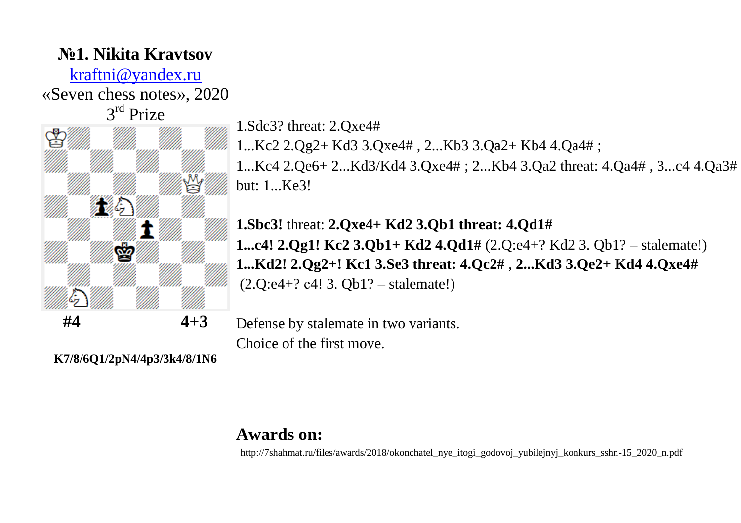**№1. Nikita Kravtsov**

kraftni@yandex.ru

«Seven chess notes», 2020

3rd Prize

**#4** **4+3**

**K7/8/6Q1/2pN4/4p3/3k4/8/1N6**

1.Sdc3? threat: 2.Qxe4#

1...Kc2 2.Qg2+ Kd3 3.Qxe4# , 2...Kb3 3.Qa2+ Kb4 4.Qa4# ;

1...Kc4 2.Qe6+ 2...Kd3/Kd4 3.Qxe4# ; 2...Kb4 3.Qa2 threat: 4.Qa4# , 3...c4 4.Qa3#

but: 1...Ke3!

**1.Sbc3!** threat: **2.Qxe4+ Kd2 3.Qb1 threat: 4.Qd1#**

**1...c4! 2.Qg1! Kc2 3.Qb1+ Kd2 4.Qd1#** (2.Q:e4+? Kd2 3. Qb1? – stalemate!)

**1...Kd2! 2.Qg2+! Kc1 3.Se3 threat: 4.Qc2#** , **2...Kd3 3.Qe2+ Kd4 4.Qxe4#**

(2.Q:e4+? c4! 3. Qb1? – stalemate!)

Defense by stalemate in two variants.

Choice of the first move.

## Awards on:

http://7shahmat.ru/files/awards/2018/okonchatel_nye_itogi_godovoj_yubilejnyj_konkurs_sshn-15_2020_n.pdf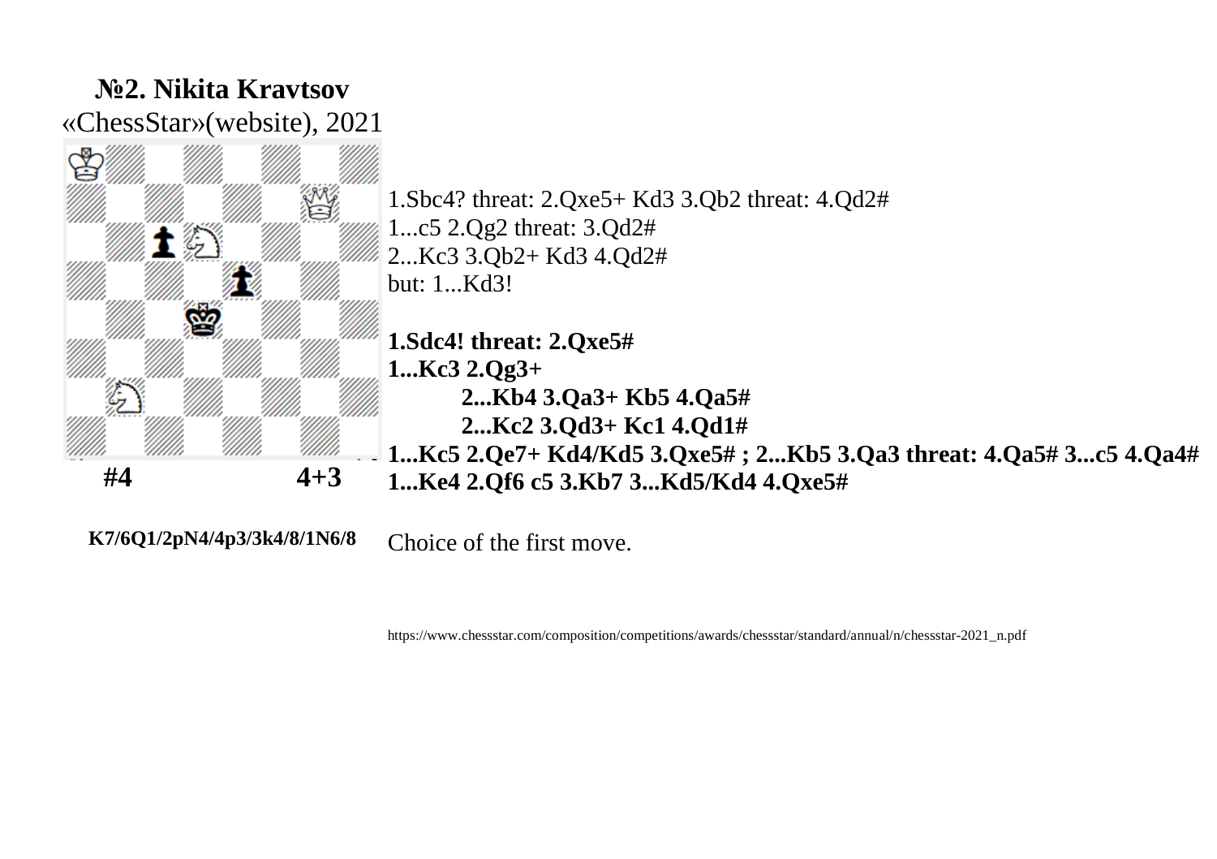## №2. Nikita Kravtsov

«ChessStar»(website), 2021

**#4** **4+3**

**K7/6Q1/2pN4/4p3/3k4/8/1N6/8**

1.Sbc4? threat: 2.Qxe5+ Kd3 3.Qb2 threat: 4.Qd2#
1...c5 2.Qg2 threat: 3.Qd2#
2...Kc3 3.Qb2+ Kd3 4.Qd2#
but: 1...Kd3!

**1.Sdc4! threat: 2.Qxe5#**
**1...Kc3 2.Qg3+**
**2...Kb4 3.Qa3+ Kb5 4.Qa5#**
**2...Kc2 3.Qd3+ Kc1 4.Qd1#**
**1...Kc5 2.Qe7+ Kd4/Kd5 3.Qxe5# ; 2...Kb5 3.Qa3 threat: 4.Qa5# 3...c5 4.Qa4#**
**1...Ke4 2.Qf6 c5 3.Kb7 3...Kd5/Kd4 4.Qxe5#**

Choice of the first move.

https://www.chessstar.com/composition/competitions/awards/chessstar/standard/annual/n/chessstar-2021_n.pdf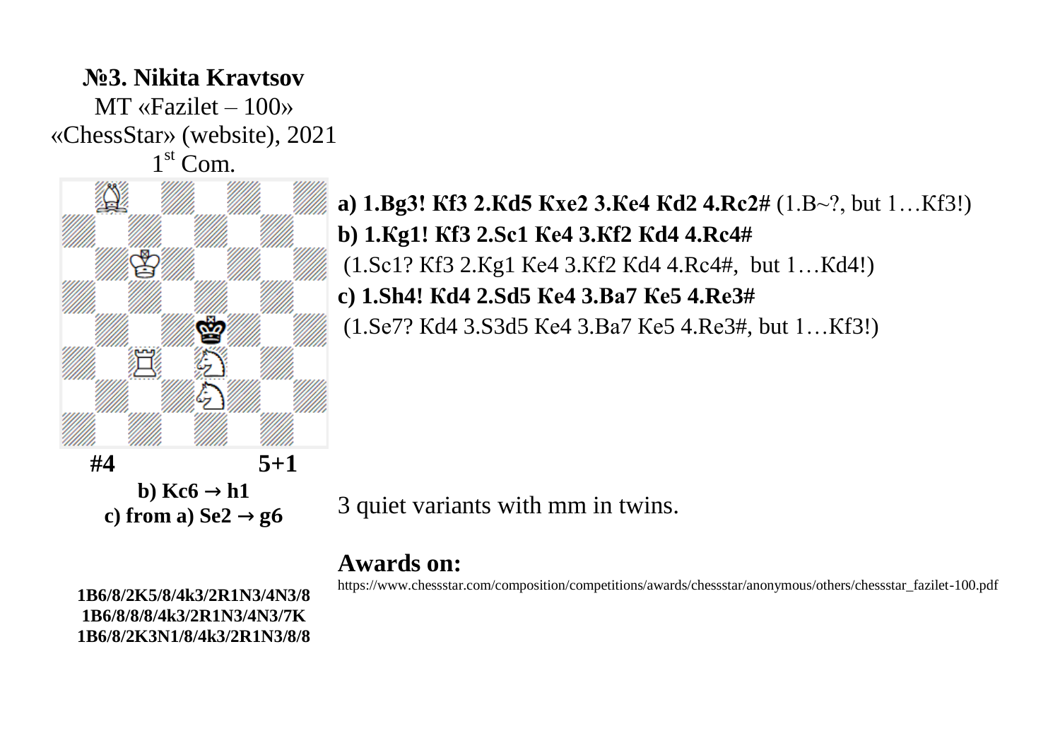## №3. Nikita Kravtsov

MT «Fazilet – 100»
«ChessStar» (website), 2021
1st Com.

**#4** **5+1**

**b) Kc6 → h1**
**c) from a) Se2 → g6**

**1B6/8/2K5/8/4k3/2R1N3/4N3/8**
**1B6/8/8/8/4k3/2R1N3/4N3/7K**
**1B6/2K3N1/8/4k3/2R1N3/8/8**

**a) 1.Bg3! Кf3 2.Кd5 Кxe2 3.Кe4 Кd2 4.Rc2#** (1.B~?, but 1…Кf3!)

**b) 1.Кg1! Кf3 2.Sc1 Кe4 3.Кf2 Кd4 4.Rc4#**
(1.Sc1? Кf3 2.Кg1 Кe4 3.Кf2 Кd4 4.Rc4#, but 1…Кd4!)

**c) 1.Sh4! Кd4 2.Sd5 Кe4 3.Ba7 Кe5 4.Re3#**
(1.Se7? Кd4 3.S3d5 Кe4 3.Ba7 Кe5 4.Re3#, but 1…Кf3!)

3 quiet variants with mm in twins.

## Awards on:

https://www.chessstar.com/composition/competitions/awards/chessstar/anonymous/others/chessstar_fazilet-100.pdf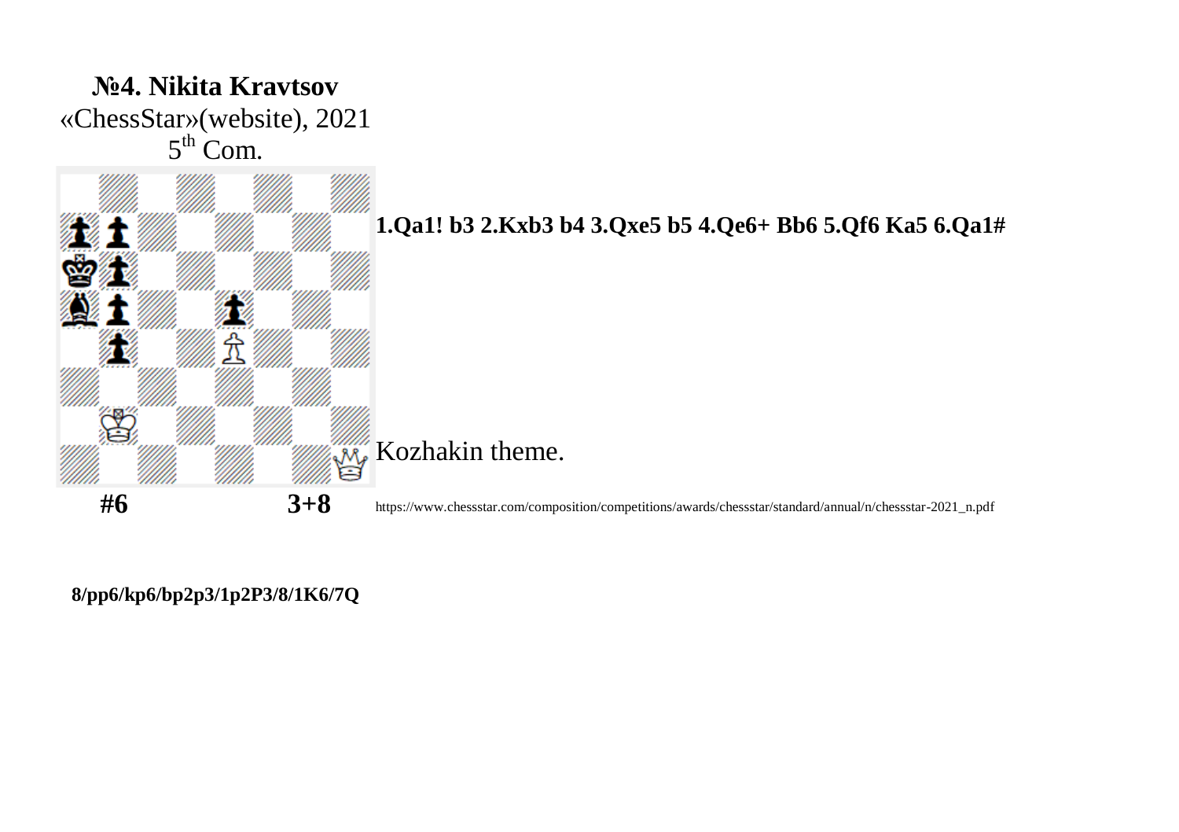## №4. Nikita Kravtsov

«ChessStar»(website), 2021

5th Com.

**#6** **3+8**

**1.Qa1! b3 2.Kxb3 b4 3.Qxe5 b5 4.Qe6+ Bb6 5.Qf6 Ka5 6.Qa1#**

Kozhakin theme.

https://www.chessstar.com/composition/competitions/awards/chessstar/standard/annual/n/chessstar-2021_n.pdf

**8/pp6/kp6/bp2p3/1p2P3/8/1K6/7Q**